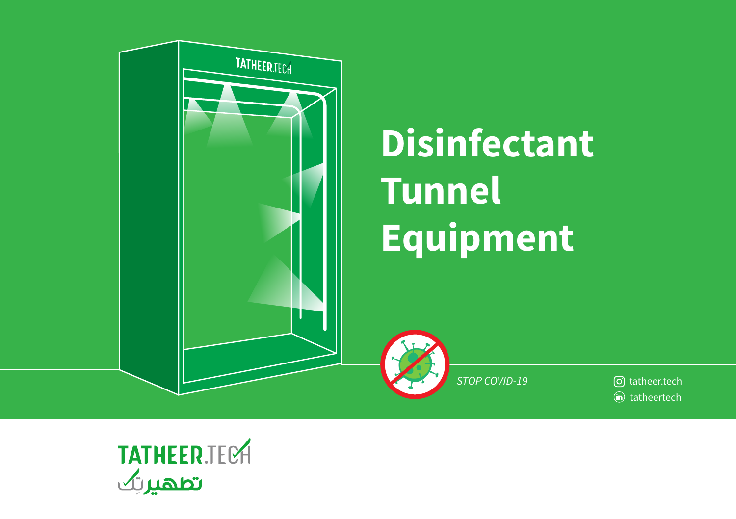# Disinfectant Tunnel Equipment

*STOP COVID-19*

tatheer.tech

tatheertech

TATHEER.TECH

تطهيرتك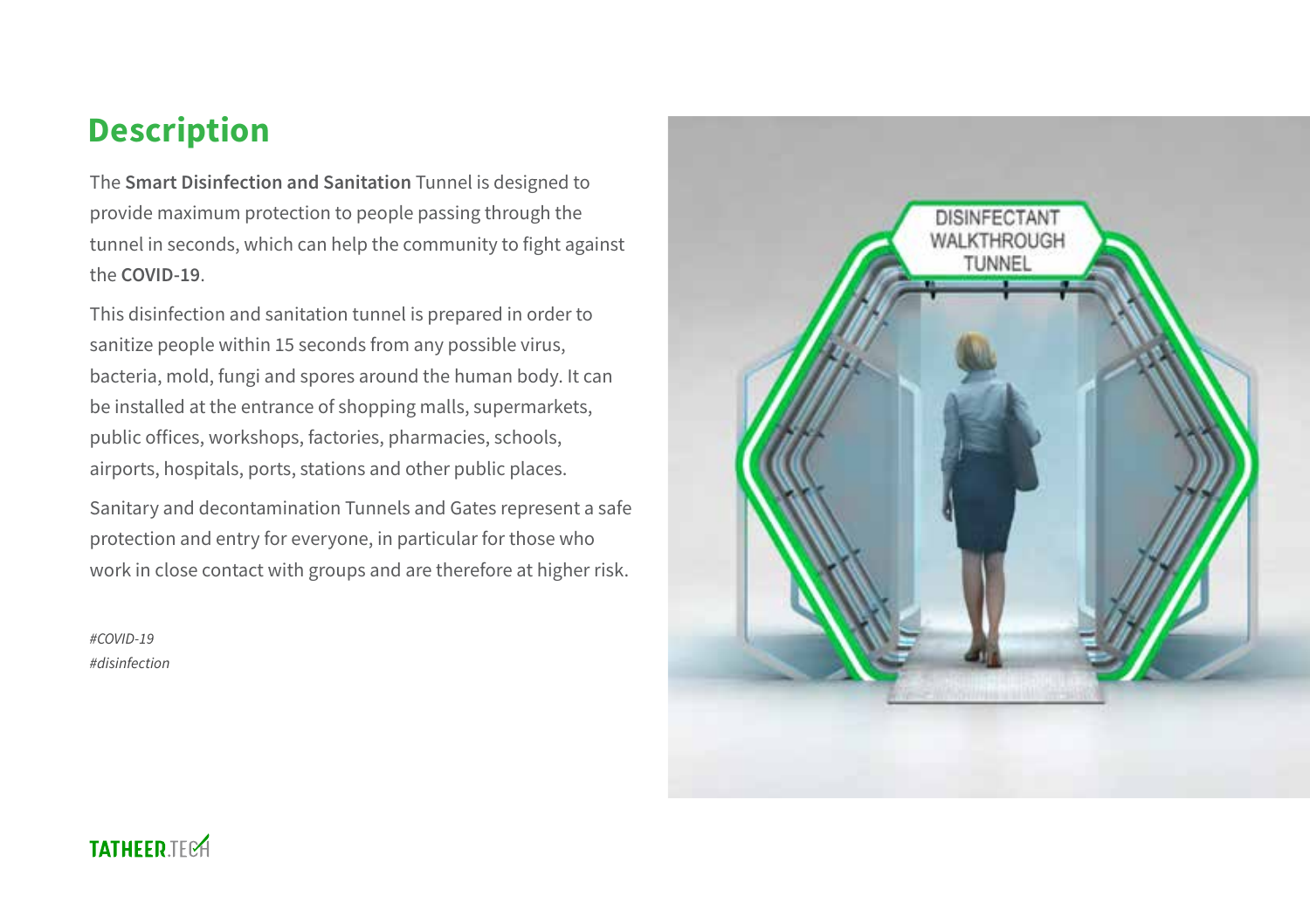## Description

The **Smart Disinfection and Sanitation** Tunnel is designed to provide maximum protection to people passing through the tunnel in seconds, which can help the community to fight against the **COVID-19**.

This disinfection and sanitation tunnel is prepared in order to sanitize people within 15 seconds from any possible virus, bacteria, mold, fungi and spores around the human body. It can be installed at the entrance of shopping malls, supermarkets, public offices, workshops, factories, pharmacies, schools, airports, hospitals, ports, stations and other public places.

Sanitary and decontamination Tunnels and Gates represent a safe protection and entry for everyone, in particular for those who work in close contact with groups and are therefore at higher risk.

*#COVID-19*
*#disinfection*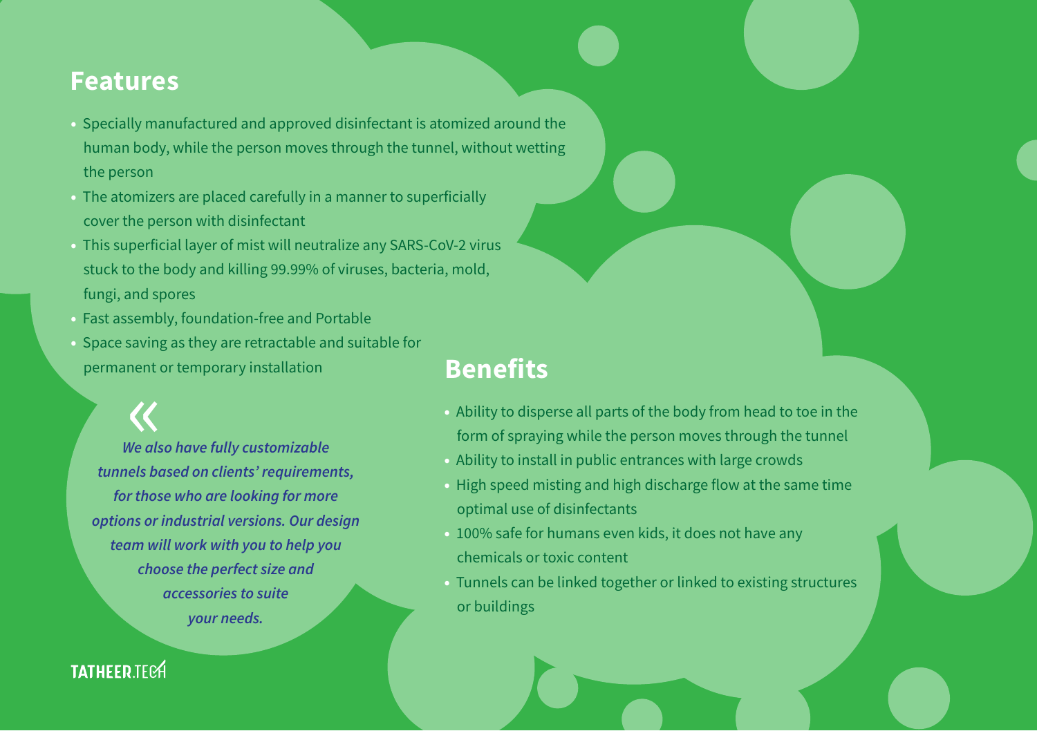## Features

- Specially manufactured and approved disinfectant is atomized around the human body, while the person moves through the tunnel, without wetting the person
- The atomizers are placed carefully in a manner to superficially cover the person with disinfectant
- This superficial layer of mist will neutralize any SARS-CoV-2 virus stuck to the body and killing 99.99% of viruses, bacteria, mold, fungi, and spores
- Fast assembly, foundation-free and Portable
- Space saving as they are retractable and suitable for permanent or temporary installation

> ***We also have fully customizable tunnels based on clients' requirements, for those who are looking for more options or industrial versions. Our design team will work with you to help you choose the perfect size and accessories to suite your needs.***

## Benefits

- Ability to disperse all parts of the body from head to toe in the form of spraying while the person moves through the tunnel
- Ability to install in public entrances with large crowds
- High speed misting and high discharge flow at the same time optimal use of disinfectants
- 100% safe for humans even kids, it does not have any chemicals or toxic content
- Tunnels can be linked together or linked to existing structures or buildings

TATHEER.TECH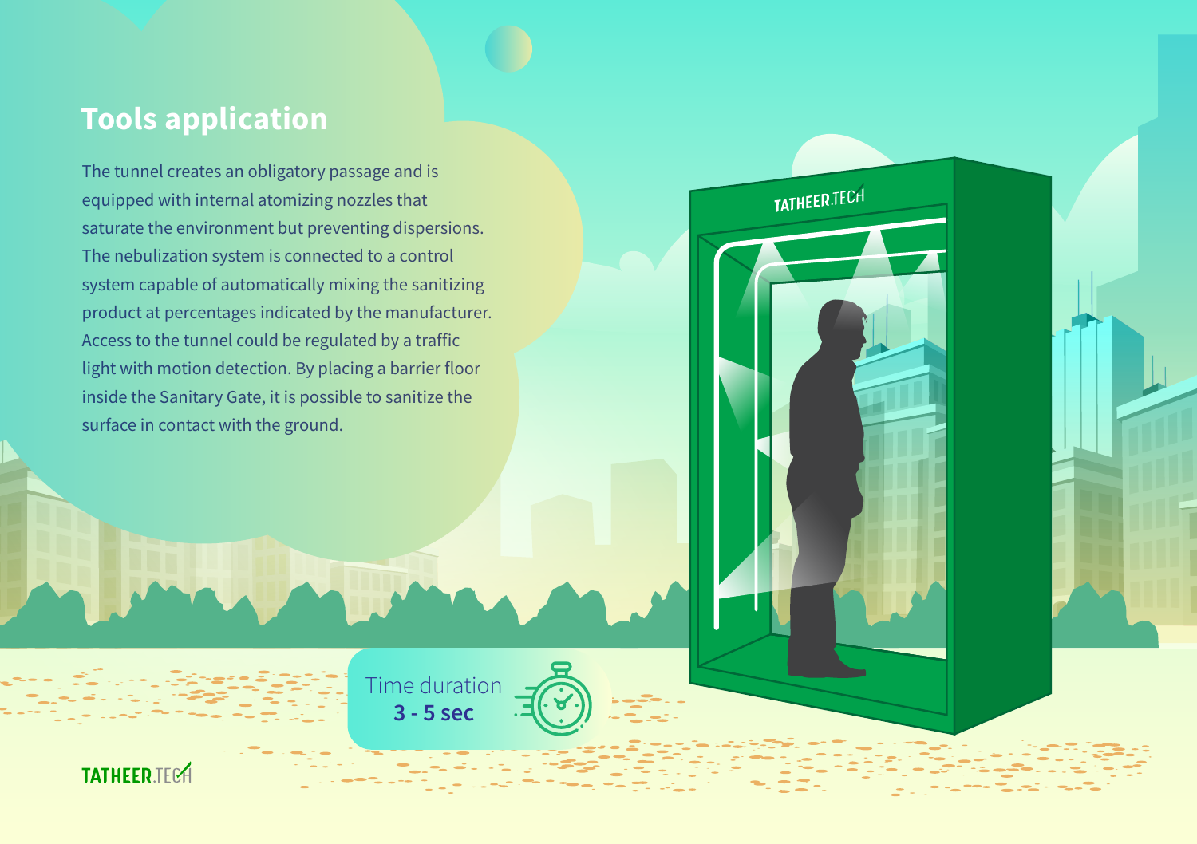## Tools application

The tunnel creates an obligatory passage and is equipped with internal atomizing nozzles that saturate the environment but preventing dispersions. The nebulization system is connected to a control system capable of automatically mixing the sanitizing product at percentages indicated by the manufacturer. Access to the tunnel could be regulated by a traffic light with motion detection. By placing a barrier floor inside the Sanitary Gate, it is possible to sanitize the surface in contact with the ground.

Time duration
**3 - 5 sec**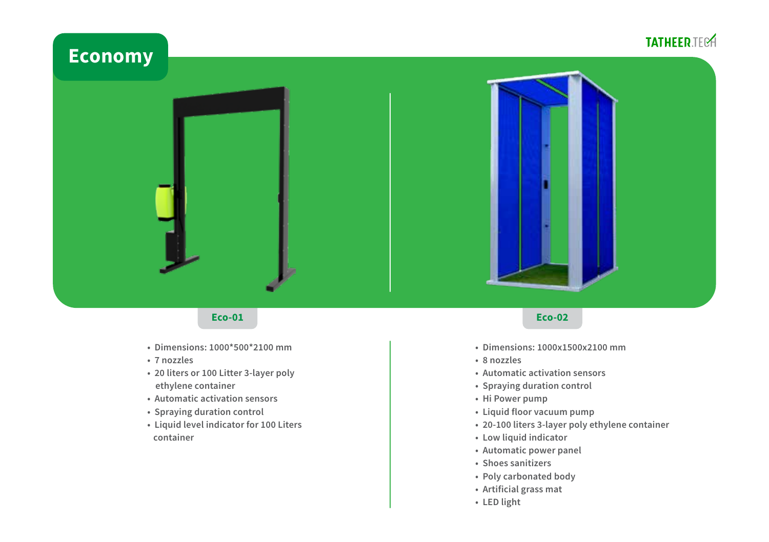# Economy

## Eco-01

- Dimensions: 1000*500*2100 mm
- 7 nozzles
- 20 liters or 100 Litter 3-layer poly ethylene container
- Automatic activation sensors
- Spraying duration control
- Liquid level indicator for 100 Liters container

## Eco-02

- Dimensions: 1000x1500x2100 mm
- 8 nozzles
- Automatic activation sensors
- Spraying duration control
- Hi Power pump
- Liquid floor vacuum pump
- 20-100 liters 3-layer poly ethylene container
- Low liquid indicator
- Automatic power panel
- Shoes sanitizers
- Poly carbonated body
- Artificial grass mat
- LED light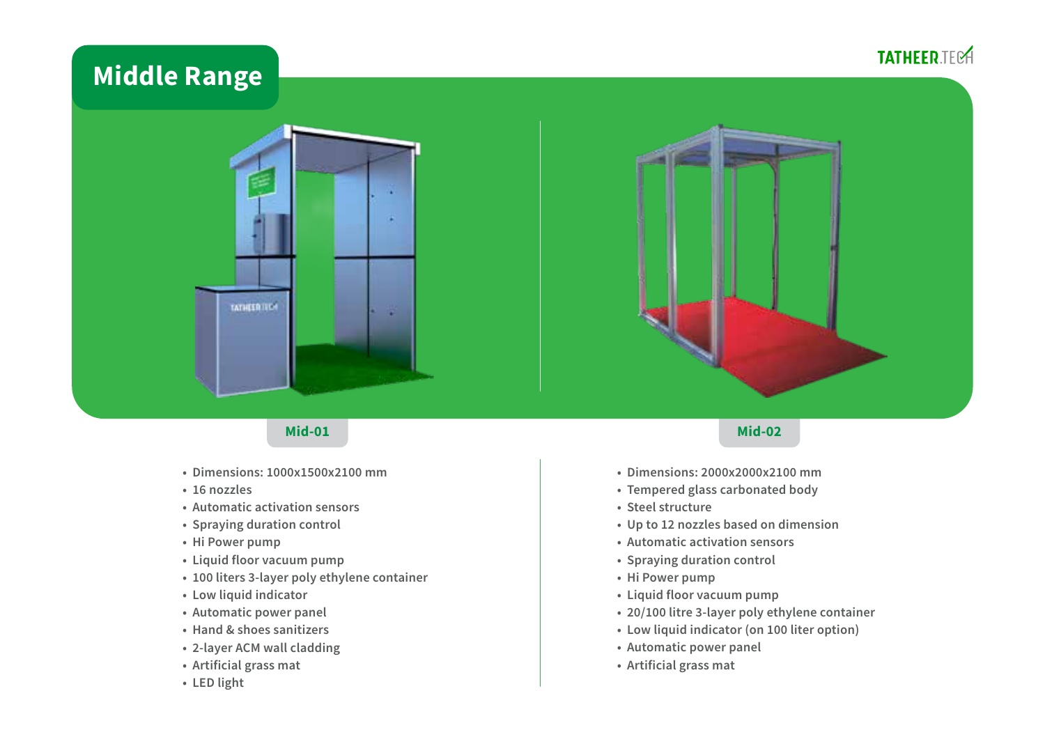# Middle Range

## Mid-01

- Dimensions: 1000x1500x2100 mm
- 16 nozzles
- Automatic activation sensors
- Spraying duration control
- Hi Power pump
- Liquid floor vacuum pump
- 100 liters 3-layer poly ethylene container
- Low liquid indicator
- Automatic power panel
- Hand & shoes sanitizers
- 2-layer ACM wall cladding
- Artificial grass mat
- LED light

## Mid-02

- Dimensions: 2000x2000x2100 mm
- Tempered glass carbonated body
- Steel structure
- Up to 12 nozzles based on dimension
- Automatic activation sensors
- Spraying duration control
- Hi Power pump
- Liquid floor vacuum pump
- 20/100 litre 3-layer poly ethylene container
- Low liquid indicator (on 100 liter option)
- Automatic power panel
- Artificial grass mat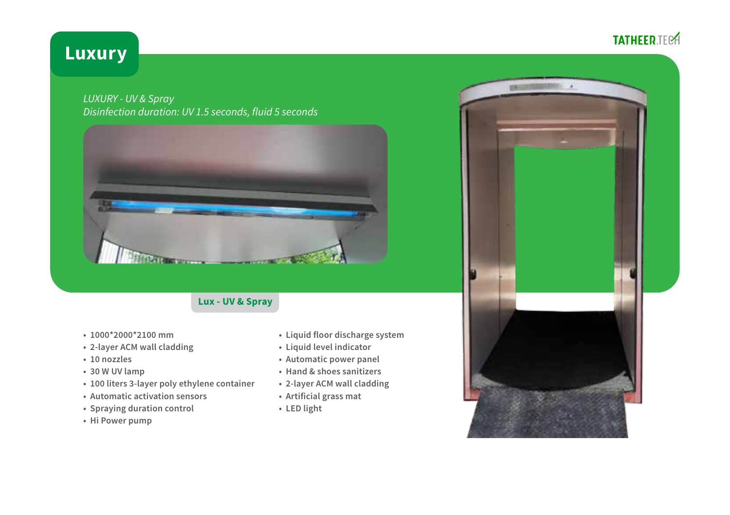# Luxury

*LUXURY - UV & Spray*
*Disinfection duration: UV 1.5 seconds, fluid 5 seconds*

## Lux - UV & Spray

- 1000*2000*2100 mm
- 2-layer ACM wall cladding
- 10 nozzles
- 30 W UV lamp
- 100 liters 3-layer poly ethylene container
- Automatic activation sensors
- Spraying duration control
- Hi Power pump
- Liquid floor discharge system
- Liquid level indicator
- Automatic power panel
- Hand & shoes sanitizers
- 2-layer ACM wall cladding
- Artificial grass mat
- LED light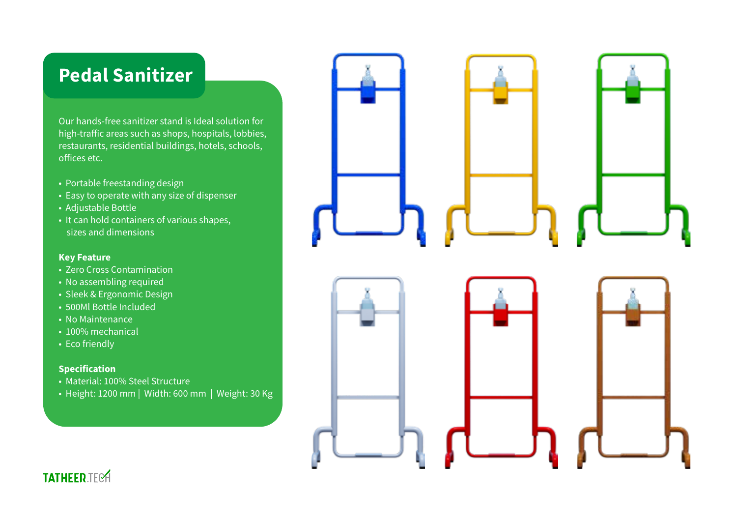# Pedal Sanitizer

Our hands-free sanitizer stand is Ideal solution for high-traffic areas such as shops, hospitals, lobbies, restaurants, residential buildings, hotels, schools, offices etc.

- Portable freestanding design
- Easy to operate with any size of dispenser
- Adjustable Bottle
- It can hold containers of various shapes, sizes and dimensions

**Key Feature**

- Zero Cross Contamination
- No assembling required
- Sleek & Ergonomic Design
- 500Ml Bottle Included
- No Maintenance
- 100% mechanical
- Eco friendly

**Specification**

- Material: 100% Steel Structure
- Height: 1200 mm | Width: 600 mm | Weight: 30 Kg

TATHEER.TECH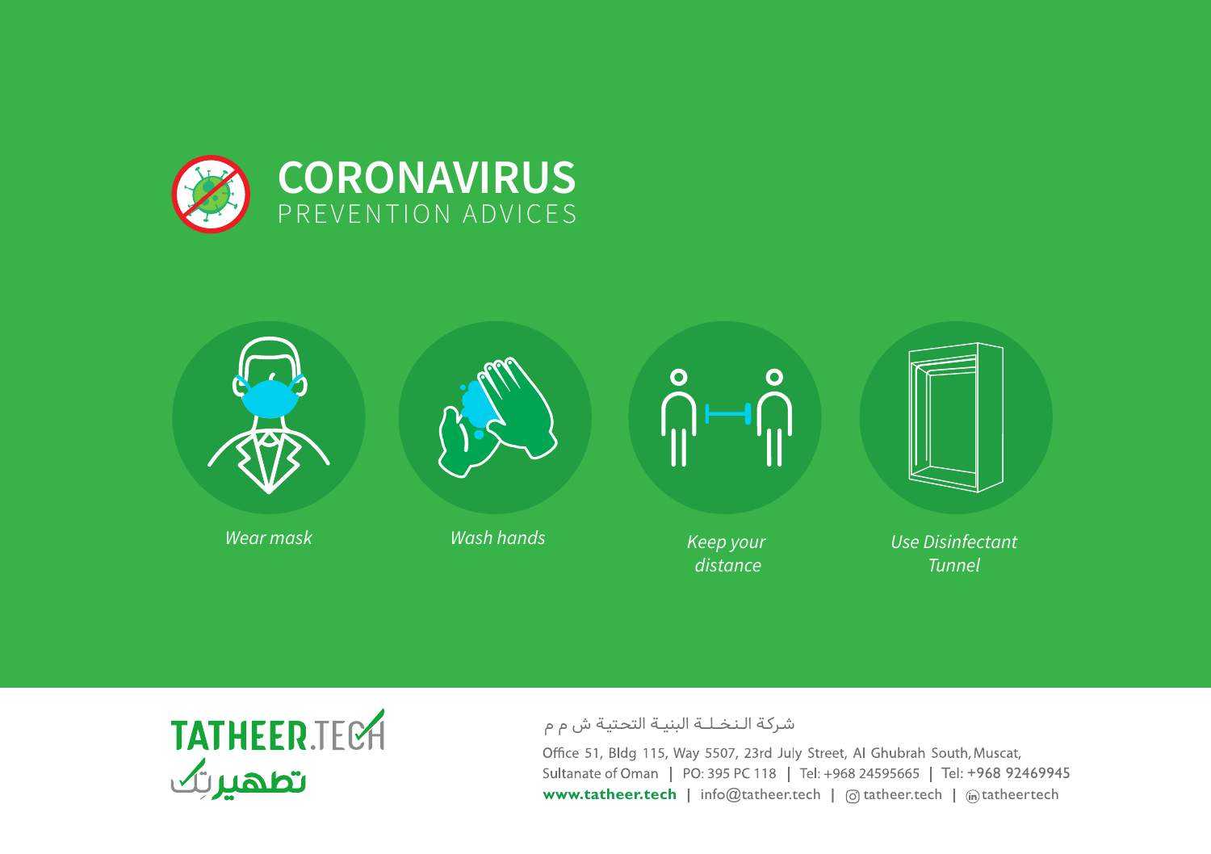# CORONAVIRUS
PREVENTION ADVICES

*Wear mask*

*Wash hands*

*Keep your distance*

*Use Disinfectant Tunnel*

TATHEER.TECH
تطهيرتك

شركة النخلة البنية التحتية ش م م

Office 51, Bldg 115, Way 5507, 23rd July Street, Al Ghubrah South, Muscat, Sultanate of Oman | PO: 395 PC 118 | Tel: +968 24595665 | Tel: +968 92469945

**www.tatheer.tech** | info@tatheer.tech | tatheer.tech | tatheertech